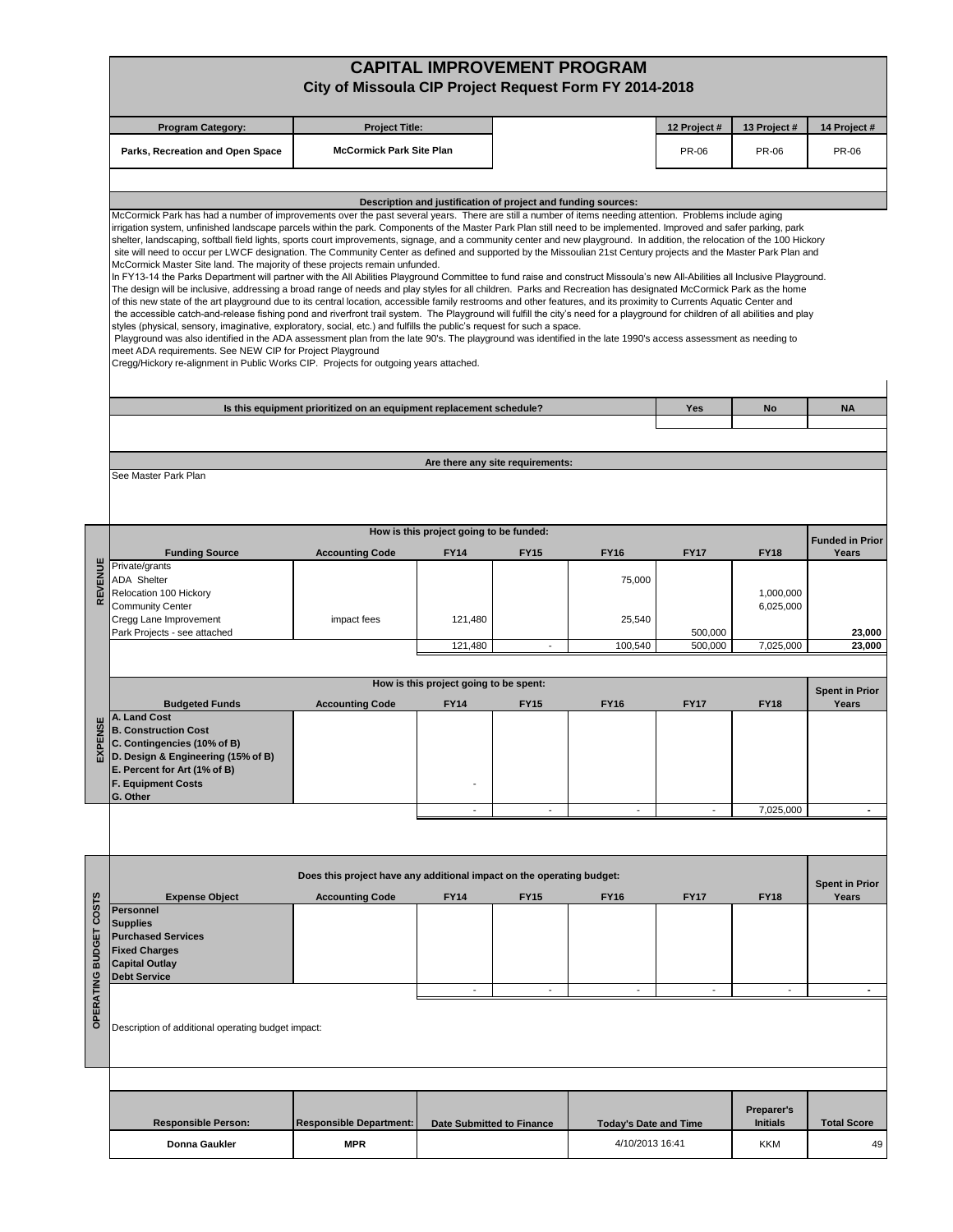# CAPITAL IMPROVEMENT PROGRAM

## City of Missoula CIP Project Request Form FY 2014-2018

| Program Category: | Project Title: | | 12 Project # | 13 Project # | 14 Project # |
|---|---|---|---|---|---|
| Parks, Recreation and Open Space | McCormick Park Site Plan | | PR-06 | PR-06 | PR-06 |

**Description and justification of project and funding sources:**

McCormick Park has had a number of improvements over the past several years. There are still a number of items needing attention. Problems include aging irrigation system, unfinished landscape parcels within the park. Components of the Master Park Plan still need to be implemented. Improved and safer parking, park shelter, landscaping, softball field lights, sports court improvements, signage, and a community center and new playground. In addition, the relocation of the 100 Hickory site will need to occur per LWCF designation. The Community Center as defined and supported by the Missoulian 21st Century projects and the Master Park Plan and McCormick Master Site land. The majority of these projects remain unfunded.

In FY13-14 the Parks Department will partner with the All Abilities Playground Committee to fund raise and construct Missoula's new All-Abilities all Inclusive Playground. The design will be inclusive, addressing a broad range of needs and play styles for all children. Parks and Recreation has designated McCormick Park as the home of this new state of the art playground due to its central location, accessible family restrooms and other features, and its proximity to Currents Aquatic Center and the accessible catch-and-release fishing pond and riverfront trail system. The Playground will fulfill the city's need for a playground for children of all abilities and play styles (physical, sensory, imaginative, exploratory, social, etc.) and fulfills the public's request for such a space.

Playground was also identified in the ADA assessment plan from the late 90's. The playground was identified in the late 1990's access assessment as needing to meet ADA requirements. See NEW CIP for Project Playground

Cregg/Hickory re-alignment in Public Works CIP. Projects for outgoing years attached.

| Is this equipment prioritized on an equipment replacement schedule? | Yes | No | NA |
|---|---|---|---|
| | | | |

**Are there any site requirements:**

See Master Park Plan

**REVENUE — How is this project going to be funded:**

| Funding Source | Accounting Code | FY14 | FY15 | FY16 | FY17 | FY18 | Funded in Prior Years |
|---|---|---|---|---|---|---|---|
| Private/grants | | | | | | | |
| ADA Shelter | | | | 75,000 | | | |
| Relocation 100 Hickory | | | | | | 1,000,000 | |
| Community Center | | | | | | 6,025,000 | |
| Cregg Lane Improvement | impact fees | 121,480 | | 25,540 | | | |
| Park Projects - see attached | | | | | 500,000 | | 23,000 |
| | | 121,480 | - | 100,540 | 500,000 | 7,025,000 | 23,000 |

**EXPENSE — How is this project going to be spent:**

| Budgeted Funds | Accounting Code | FY14 | FY15 | FY16 | FY17 | FY18 | Spent in Prior Years |
|---|---|---|---|---|---|---|---|
| A. Land Cost | | | | | | | |
| B. Construction Cost | | | | | | | |
| C. Contingencies (10% of B) | | | | | | | |
| D. Design & Engineering (15% of B) | | | | | | | |
| E. Percent for Art (1% of B) | | | | | | | |
| F. Equipment Costs | | - | | | | | |
| G. Other | | | | | | | |
| | | - | - | - | - | 7,025,000 | - |

**OPERATING BUDGET COSTS — Does this project have any additional impact on the operating budget:**

| Expense Object | Accounting Code | FY14 | FY15 | FY16 | FY17 | FY18 | Spent in Prior Years |
|---|---|---|---|---|---|---|---|
| Personnel | | | | | | | |
| Supplies | | | | | | | |
| Purchased Services | | | | | | | |
| Fixed Charges | | | | | | | |
| Capital Outlay | | | | | | | |
| Debt Service | | | | | | | |
| | | - | - | - | - | - | - |

Description of additional operating budget impact:

| Responsible Person: | Responsible Department: | Date Submitted to Finance | Today's Date and Time | Preparer's Initials | Total Score |
|---|---|---|---|---|---|
| Donna Gaukler | MPR | | 4/10/2013 16:41 | KKM | 49 |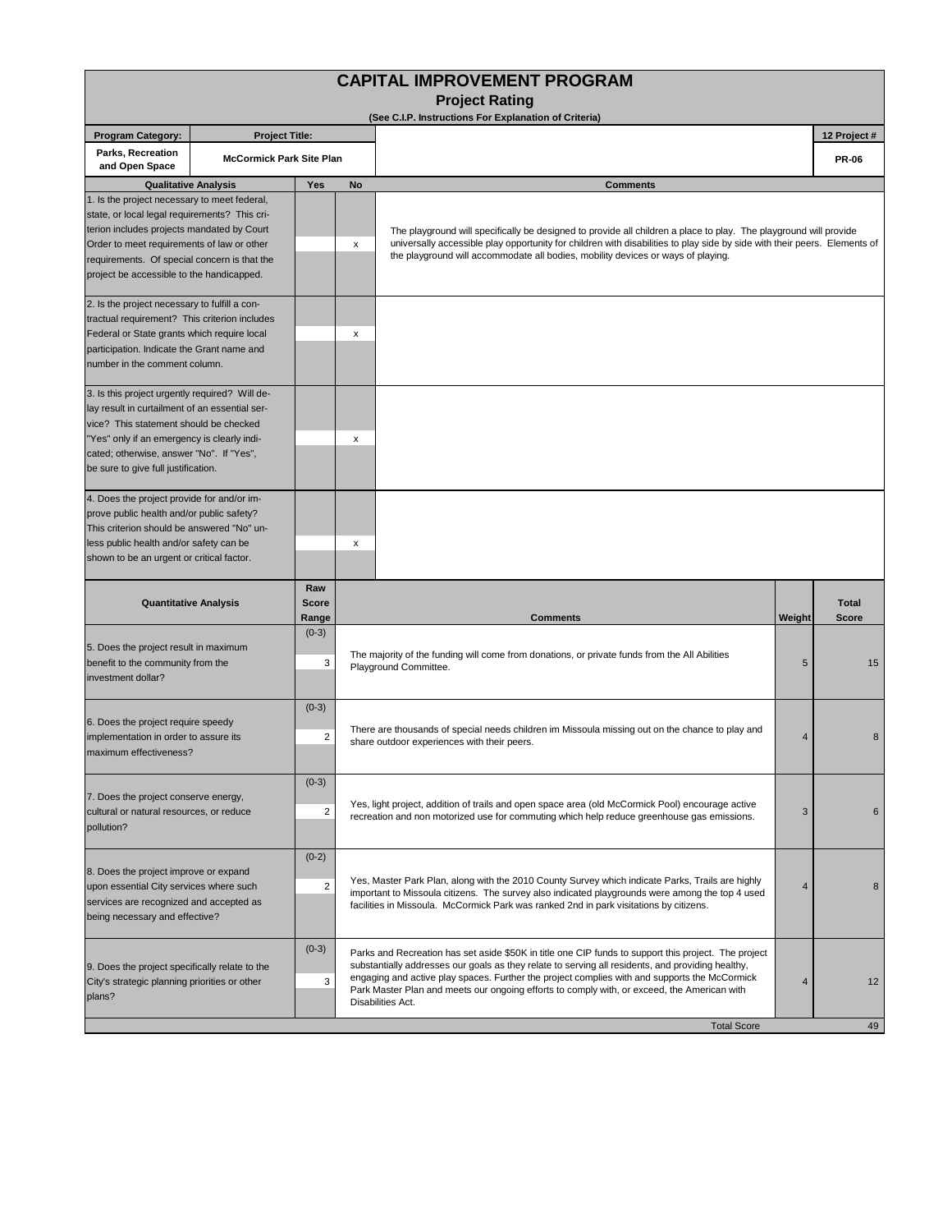# CAPITAL IMPROVEMENT PROGRAM

## Project Rating

**(See C.I.P. Instructions For Explanation of Criteria)**

| Program Category: | Project Title: | 12 Project # |
|---|---|---|
| Parks, Recreation and Open Space | McCormick Park Site Plan | PR-06 |

| Qualitative Analysis | Yes | No | Comments |
|---|---|---|---|
| 1. Is the project necessary to meet federal, state, or local legal requirements? This criterion includes projects mandated by Court Order to meet requirements of law or other requirements. Of special concern is that the project be accessible to the handicapped. | | x | The playground will specifically be designed to provide all children a place to play. The playground will provide universally accessible play opportunity for children with disabilities to play side by side with their peers. Elements of the playground will accommodate all bodies, mobility devices or ways of playing. |
| 2. Is the project necessary to fulfill a contractual requirement? This criterion includes Federal or State grants which require local participation. Indicate the Grant name and number in the comment column. | | x | |
| 3. Is this project urgently required? Will delay result in curtailment of an essential service? This statement should be checked "Yes" only if an emergency is clearly indicated; otherwise, answer "No". If "Yes", be sure to give full justification. | | x | |
| 4. Does the project provide for and/or improve public health and/or public safety? This criterion should be answered "No" unless public health and/or safety can be shown to be an urgent or critical factor. | | x | |

| Quantitative Analysis | Raw Score Range | Raw Score | Comments | Weight | Total Score |
|---|---|---|---|---|---|
| 5. Does the project result in maximum benefit to the community from the investment dollar? | (0-3) | 3 | The majority of the funding will come from donations, or private funds from the All Abilities Playground Committee. | 5 | 15 |
| 6. Does the project require speedy implementation in order to assure its maximum effectiveness? | (0-3) | 2 | There are thousands of special needs children im Missoula missing out on the chance to play and share outdoor experiences with their peers. | 4 | 8 |
| 7. Does the project conserve energy, cultural or natural resources, or reduce pollution? | (0-3) | 2 | Yes, light project, addition of trails and open space area (old McCormick Pool) encourage active recreation and non motorized use for commuting which help reduce greenhouse gas emissions. | 3 | 6 |
| 8. Does the project improve or expand upon essential City services where such services are recognized and accepted as being necessary and effective? | (0-2) | 2 | Yes, Master Park Plan, along with the 2010 County Survey which indicate Parks, Trails are highly important to Missoula citizens. The survey also indicated playgrounds were among the top 4 used facilities in Missoula. McCormick Park was ranked 2nd in park visitations by citizens. | 4 | 8 |
| 9. Does the project specifically relate to the City's strategic planning priorities or other plans? | (0-3) | 3 | Parks and Recreation has set aside $50K in title one CIP funds to support this project. The project substantially addresses our goals as they relate to serving all residents, and providing healthy, engaging and active play spaces. Further the project complies with and supports the McCormick Park Master Plan and meets our ongoing efforts to comply with, or exceed, the American with Disabilities Act. | 4 | 12 |
| | | | Total Score | | 49 |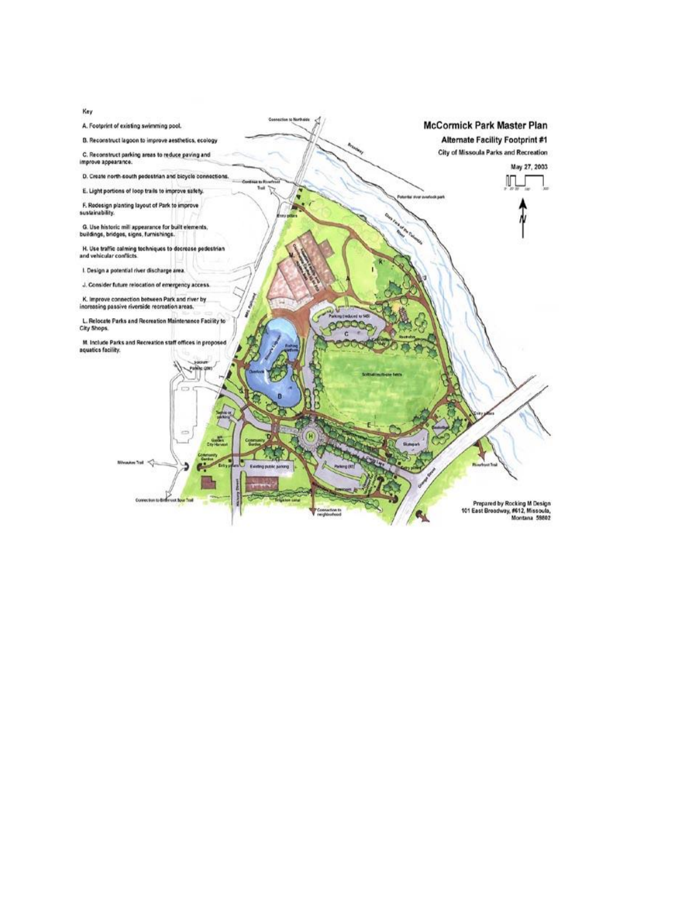Key

A. Footprint of existing swimming pool.

B. Reconstruct lagoon to improve aesthetics, ecology

C. Reconstruct parking areas to reduce paving and improve appearance.

D. Create north-south pedestrian and bicycle connections.

E. Light portions of loop trails to improve safety.

F. Redesign planting layout of Park to improve sustainability.

G. Use historic mill appearance for built elements, buildings, bridges, signs, furnishings.

H. Use traffic calming techniques to decrease pedestrian and vehicular conflicts.

I. Design a potential river discharge area.

J. Consider future relocation of emergency access.

K. Improve connection between Park and river by increasing passive riverside recreation areas.

L. Relocate Parks and Recreation Maintenance Facility to City Shops.

M. Include Parks and Recreation staff offices in proposed aquatics facility.

# McCormick Park Master Plan

## Alternate Facility Footprint #1

City of Missoula Parks and Recreation

May 27, 2003

Prepared by Rocking M Design
101 East Broadway, #612, Missoula, Montana 59802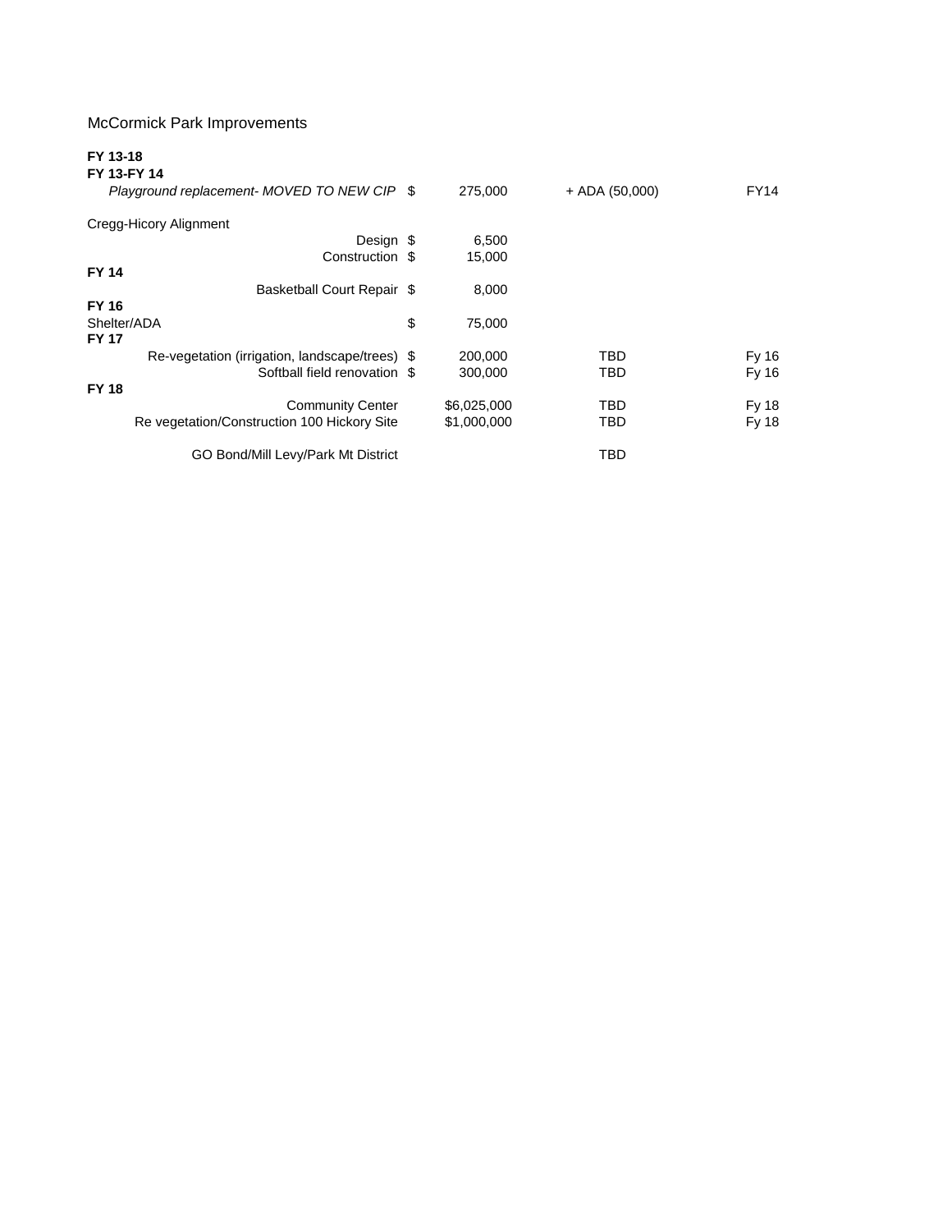McCormick Park Improvements

| | | | |
|---|---|---|---|
| **FY 13-18** | | | |
| **FY 13-FY 14** | | | |
| *Playground replacement- MOVED TO NEW CIP* | $ 275,000 | + ADA (50,000) | FY14 |
| | | | |
| Cregg-Hicory Alignment | | | |
| Design | $ 6,500 | | |
| Construction | $ 15,000 | | |
| **FY 14** | | | |
| Basketball Court Repair | $ 8,000 | | |
| **FY 16** | | | |
| Shelter/ADA | $ 75,000 | | |
| **FY 17** | | | |
| Re-vegetation (irrigation, landscape/trees) | $ 200,000 | TBD | Fy 16 |
| Softball field renovation | $ 300,000 | TBD | Fy 16 |
| **FY 18** | | | |
| Community Center | $6,025,000 | TBD | Fy 18 |
| Re vegetation/Construction 100 Hickory Site | $1,000,000 | TBD | Fy 18 |
| | | | |
| GO Bond/Mill Levy/Park Mt District | | TBD | |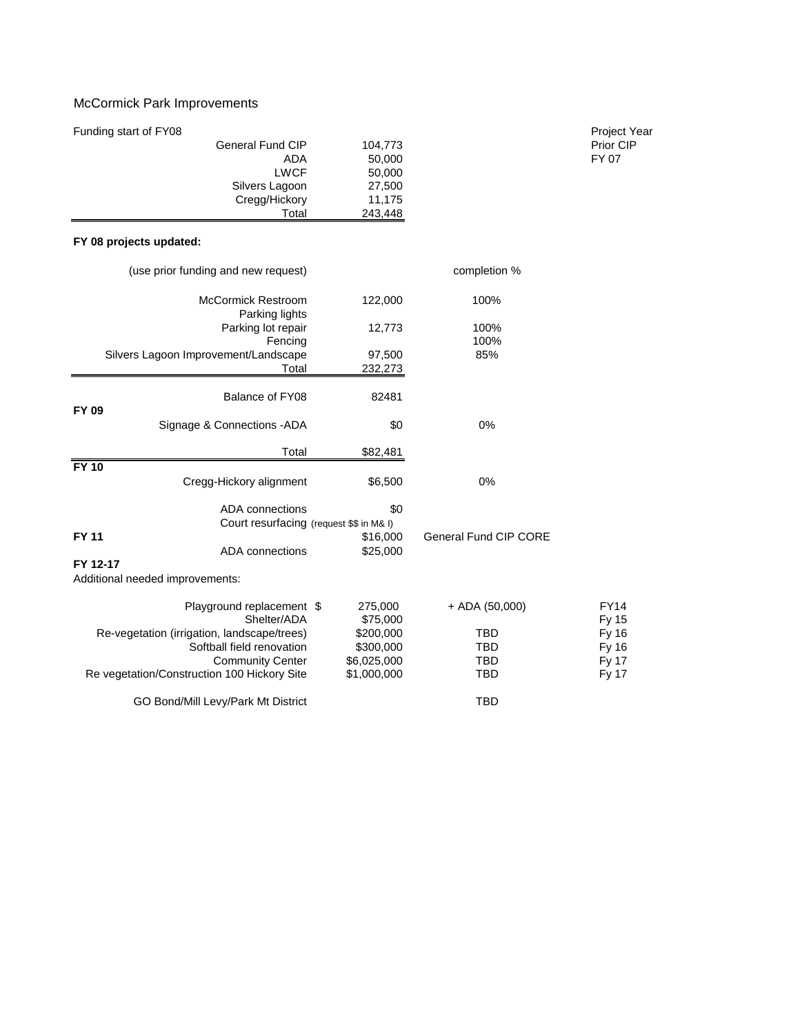# McCormick Park Improvements

| Funding start of FY08 | | | Project Year |
|---|---|---|---|
| General Fund CIP | 104,773 | | Prior CIP |
| ADA | 50,000 | | FY 07 |
| LWCF | 50,000 | | |
| Silvers Lagoon | 27,500 | | |
| Cregg/Hickory | 11,175 | | |
| Total | 243,448 | | |

**FY 08 projects updated:**

| (use prior funding and new request) | | completion % | |
|---|---|---|---|
| McCormick Restroom | 122,000 | 100% | |
| Parking lights | | | |
| Parking lot repair | 12,773 | 100% | |
| Fencing | | 100% | |
| Silvers Lagoon Improvement/Landscape | 97,500 | 85% | |
| Total | 232,273 | | |
| Balance of FY08 | 82481 | | |
| **FY 09** | | | |
| Signage & Connections -ADA | $0 | 0% | |
| Total | $82,481 | | |
| **FY 10** | | | |
| Cregg-Hickory alignment | $6,500 | 0% | |
| ADA connections | $0 | | |
| Court resurfacing (request $$ in M& I) | | | |
| **FY 11** | $16,000 | General Fund CIP CORE | |
| ADA connections | $25,000 | | |
| **FY 12-17** | | | |
| Additional needed improvements: | | | |
| Playground replacement $ | 275,000 | + ADA (50,000) | FY14 |
| Shelter/ADA | $75,000 | | Fy 15 |
| Re-vegetation (irrigation, landscape/trees) | $200,000 | TBD | Fy 16 |
| Softball field renovation | $300,000 | TBD | Fy 16 |
| Community Center | $6,025,000 | TBD | Fy 17 |
| Re vegetation/Construction 100 Hickory Site | $1,000,000 | TBD | Fy 17 |
| GO Bond/Mill Levy/Park Mt District | | TBD | |